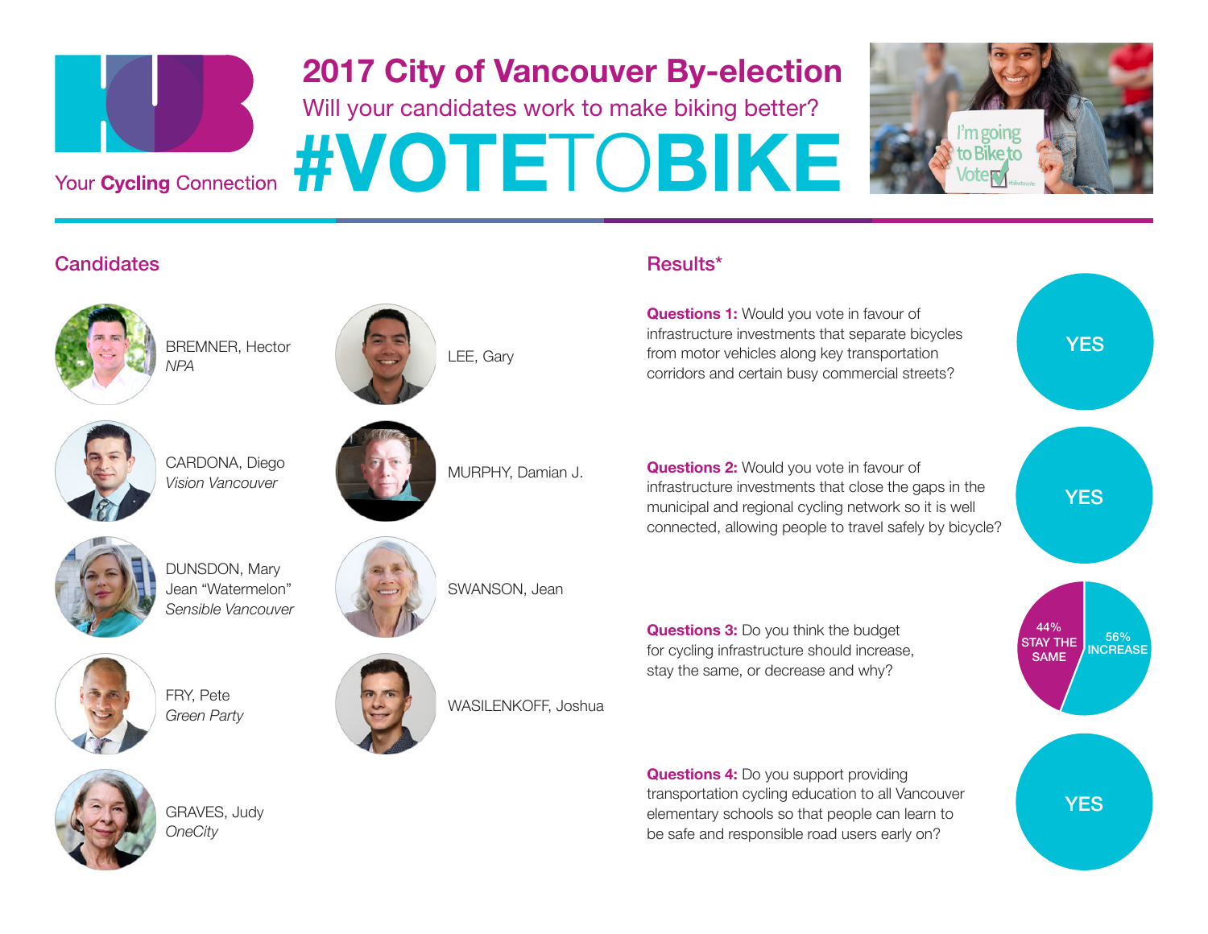Your **Cycling** Connection

# 2017 City of Vancouver By-election

Will your candidates work to make biking better?

# #VOTETOBIKE

## Candidates

- BREMNER, Hector  
  *NPA*
- CARDONA, Diego  
  *Vision Vancouver*
- DUNSDON, Mary Jean "Watermelon"  
  *Sensible Vancouver*
- FRY, Pete  
  *Green Party*
- GRAVES, Judy  
  *OneCity*
- LEE, Gary
- MURPHY, Damian J.
- SWANSON, Jean
- WASILENKOFF, Joshua

## Results*

**Questions 1:** Would you vote in favour of infrastructure investments that separate bicycles from motor vehicles along key transportation corridors and certain busy commercial streets?

YES

**Questions 2:** Would you vote in favour of infrastructure investments that close the gaps in the municipal and regional cycling network so it is well connected, allowing people to travel safely by bicycle?

YES

**Questions 3:** Do you think the budget for cycling infrastructure should increase, stay the same, or decrease and why?

44% STAY THE SAME

56% INCREASE

**Questions 4:** Do you support providing transportation cycling education to all Vancouver elementary schools so that people can learn to be safe and responsible road users early on?

YES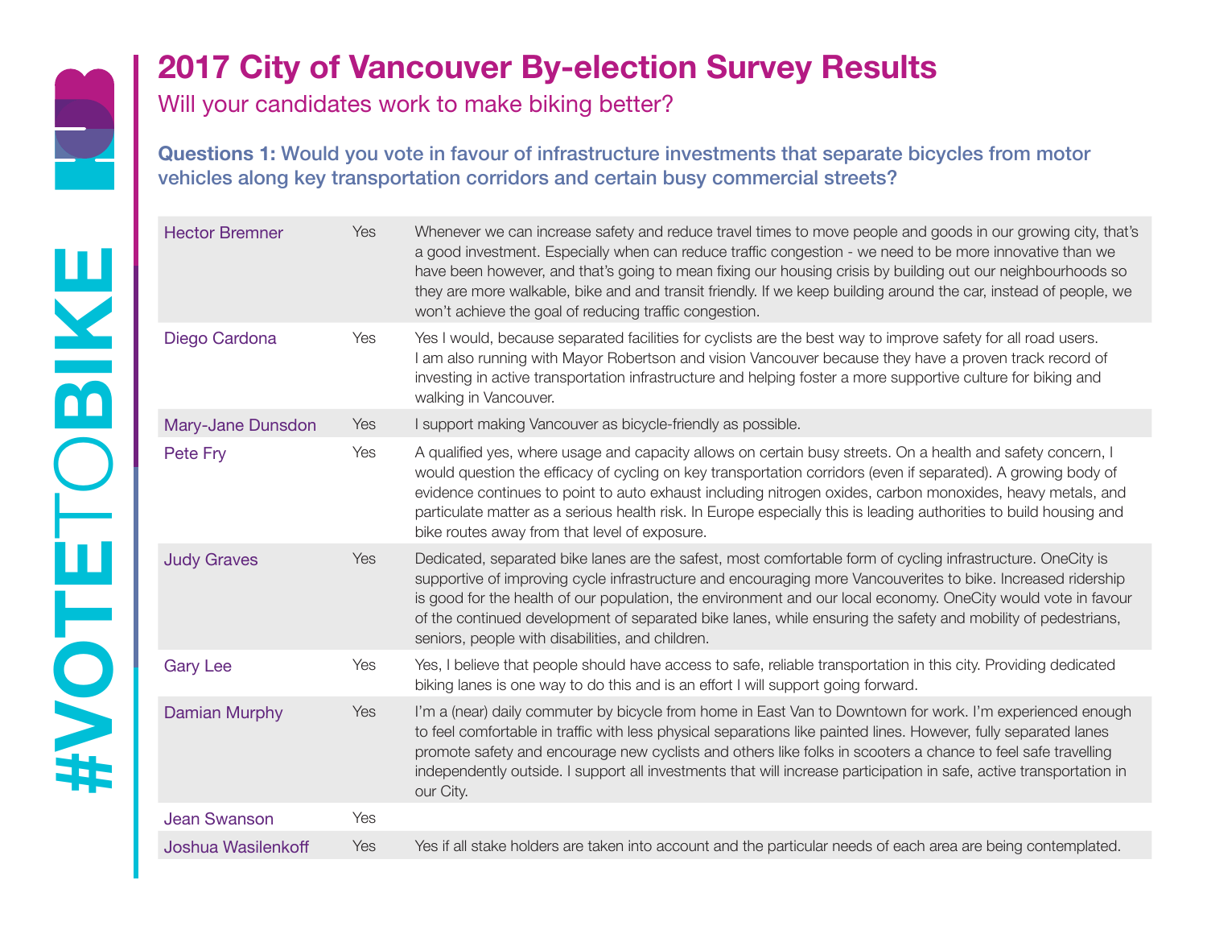# 2017 City of Vancouver By-election Survey Results

Will your candidates work to make biking better?

**Questions 1: Would you vote in favour of infrastructure investments that separate bicycles from motor vehicles along key transportation corridors and certain busy commercial streets?**

| Candidate | Answer | Comment |
|---|---|---|
| Hector Bremner | Yes | Whenever we can increase safety and reduce travel times to move people and goods in our growing city, that's a good investment. Especially when can reduce traffic congestion - we need to be more innovative than we have been however, and that's going to mean fixing our housing crisis by building out our neighbourhoods so they are more walkable, bike and and transit friendly. If we keep building around the car, instead of people, we won't achieve the goal of reducing traffic congestion. |
| Diego Cardona | Yes | Yes I would, because separated facilities for cyclists are the best way to improve safety for all road users. I am also running with Mayor Robertson and vision Vancouver because they have a proven track record of investing in active transportation infrastructure and helping foster a more supportive culture for biking and walking in Vancouver. |
| Mary-Jane Dunsdon | Yes | I support making Vancouver as bicycle-friendly as possible. |
| Pete Fry | Yes | A qualified yes, where usage and capacity allows on certain busy streets. On a health and safety concern, I would question the efficacy of cycling on key transportation corridors (even if separated). A growing body of evidence continues to point to auto exhaust including nitrogen oxides, carbon monoxides, heavy metals, and particulate matter as a serious health risk. In Europe especially this is leading authorities to build housing and bike routes away from that level of exposure. |
| Judy Graves | Yes | Dedicated, separated bike lanes are the safest, most comfortable form of cycling infrastructure. OneCity is supportive of improving cycle infrastructure and encouraging more Vancouverites to bike. Increased ridership is good for the health of our population, the environment and our local economy. OneCity would vote in favour of the continued development of separated bike lanes, while ensuring the safety and mobility of pedestrians, seniors, people with disabilities, and children. |
| Gary Lee | Yes | Yes, I believe that people should have access to safe, reliable transportation in this city. Providing dedicated biking lanes is one way to do this and is an effort I will support going forward. |
| Damian Murphy | Yes | I'm a (near) daily commuter by bicycle from home in East Van to Downtown for work. I'm experienced enough to feel comfortable in traffic with less physical separations like painted lines. However, fully separated lanes promote safety and encourage new cyclists and others like folks in scooters a chance to feel safe travelling independently outside. I support all investments that will increase participation in safe, active transportation in our City. |
| Jean Swanson | Yes | |
| Joshua Wasilenkoff | Yes | Yes if all stake holders are taken into account and the particular needs of each area are being contemplated. |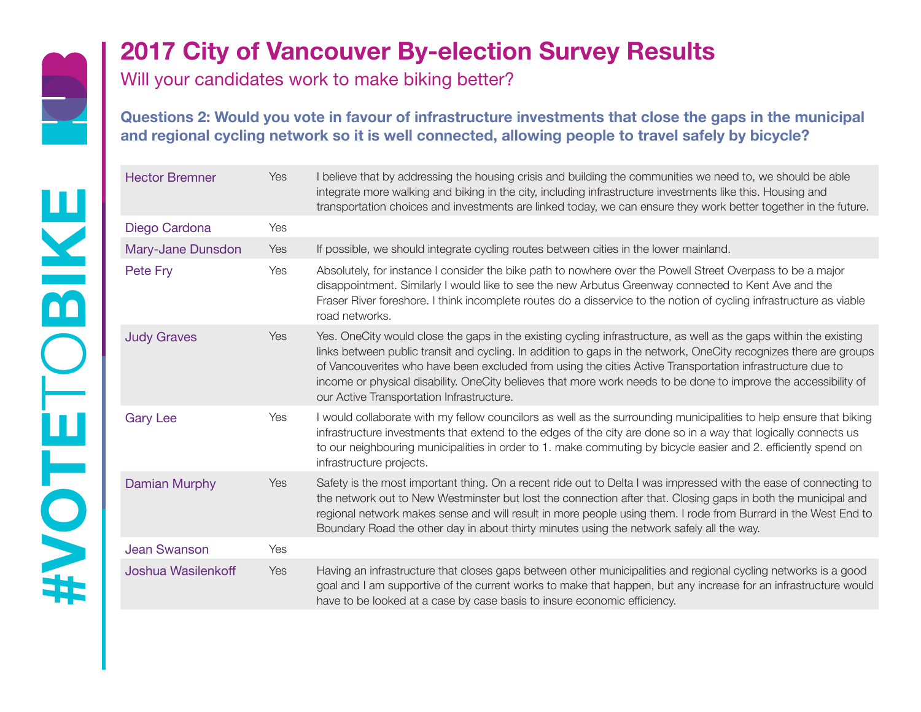# 2017 City of Vancouver By-election Survey Results

Will your candidates work to make biking better?

**Questions 2: Would you vote in favour of infrastructure investments that close the gaps in the municipal and regional cycling network so it is well connected, allowing people to travel safely by bicycle?**

| Candidate | Answer | Comment |
|---|---|---|
| Hector Bremner | Yes | I believe that by addressing the housing crisis and building the communities we need to, we should be able integrate more walking and biking in the city, including infrastructure investments like this. Housing and transportation choices and investments are linked today, we can ensure they work better together in the future. |
| Diego Cardona | Yes | |
| Mary-Jane Dunsdon | Yes | If possible, we should integrate cycling routes between cities in the lower mainland. |
| Pete Fry | Yes | Absolutely, for instance I consider the bike path to nowhere over the Powell Street Overpass to be a major disappointment. Similarly I would like to see the new Arbutus Greenway connected to Kent Ave and the Fraser River foreshore. I think incomplete routes do a disservice to the notion of cycling infrastructure as viable road networks. |
| Judy Graves | Yes | Yes. OneCity would close the gaps in the existing cycling infrastructure, as well as the gaps within the existing links between public transit and cycling. In addition to gaps in the network, OneCity recognizes there are groups of Vancouverites who have been excluded from using the cities Active Transportation infrastructure due to income or physical disability. OneCity believes that more work needs to be done to improve the accessibility of our Active Transportation Infrastructure. |
| Gary Lee | Yes | I would collaborate with my fellow councilors as well as the surrounding municipalities to help ensure that biking infrastructure investments that extend to the edges of the city are done so in a way that logically connects us to our neighbouring municipalities in order to 1. make commuting by bicycle easier and 2. efficiently spend on infrastructure projects. |
| Damian Murphy | Yes | Safety is the most important thing. On a recent ride out to Delta I was impressed with the ease of connecting to the network out to New Westminster but lost the connection after that. Closing gaps in both the municipal and regional network makes sense and will result in more people using them. I rode from Burrard in the West End to Boundary Road the other day in about thirty minutes using the network safely all the way. |
| Jean Swanson | Yes | |
| Joshua Wasilenkoff | Yes | Having an infrastructure that closes gaps between other municipalities and regional cycling networks is a good goal and I am supportive of the current works to make that happen, but any increase for an infrastructure would have to be looked at a case by case basis to insure economic efficiency. |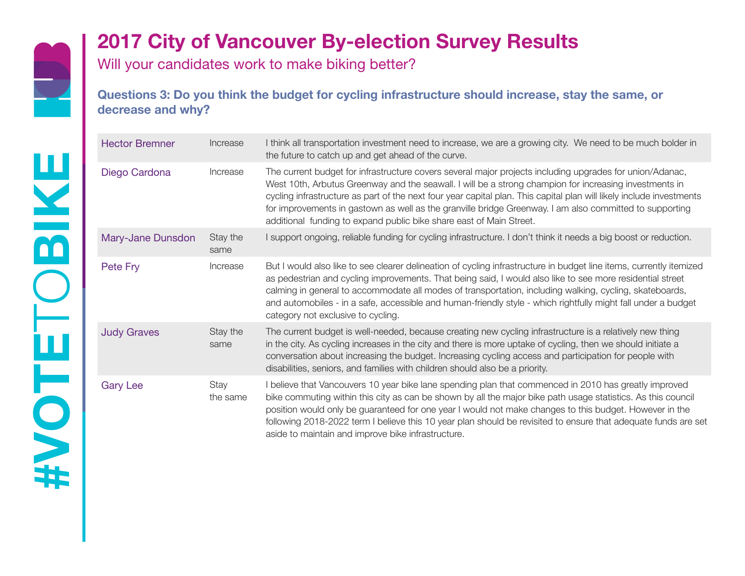# 2017 City of Vancouver By-election Survey Results

Will your candidates work to make biking better?

### Questions 3: Do you think the budget for cycling infrastructure should increase, stay the same, or decrease and why?

| Candidate | Response | Explanation |
|---|---|---|
| Hector Bremner | Increase | I think all transportation investment need to increase, we are a growing city. We need to be much bolder in the future to catch up and get ahead of the curve. |
| Diego Cardona | Increase | The current budget for infrastructure covers several major projects including upgrades for union/Adanac, West 10th, Arbutus Greenway and the seawall. I will be a strong champion for increasing investments in cycling infrastructure as part of the next four year capital plan. This capital plan will likely include investments for improvements in gastown as well as the granville bridge Greenway. I am also committed to supporting additional funding to expand public bike share east of Main Street. |
| Mary-Jane Dunsdon | Stay the same | I support ongoing, reliable funding for cycling infrastructure. I don't think it needs a big boost or reduction. |
| Pete Fry | Increase | But I would also like to see clearer delineation of cycling infrastructure in budget line items, currently itemized as pedestrian and cycling improvements. That being said, I would also like to see more residential street calming in general to accommodate all modes of transportation, including walking, cycling, skateboards, and automobiles - in a safe, accessible and human-friendly style - which rightfully might fall under a budget category not exclusive to cycling. |
| Judy Graves | Stay the same | The current budget is well-needed, because creating new cycling infrastructure is a relatively new thing in the city. As cycling increases in the city and there is more uptake of cycling, then we should initiate a conversation about increasing the budget. Increasing cycling access and participation for people with disabilities, seniors, and families with children should also be a priority. |
| Gary Lee | Stay the same | I believe that Vancouvers 10 year bike lane spending plan that commenced in 2010 has greatly improved bike commuting within this city as can be shown by all the major bike path usage statistics. As this council position would only be guaranteed for one year I would not make changes to this budget. However in the following 2018-2022 term I believe this 10 year plan should be revisited to ensure that adequate funds are set aside to maintain and improve bike infrastructure. |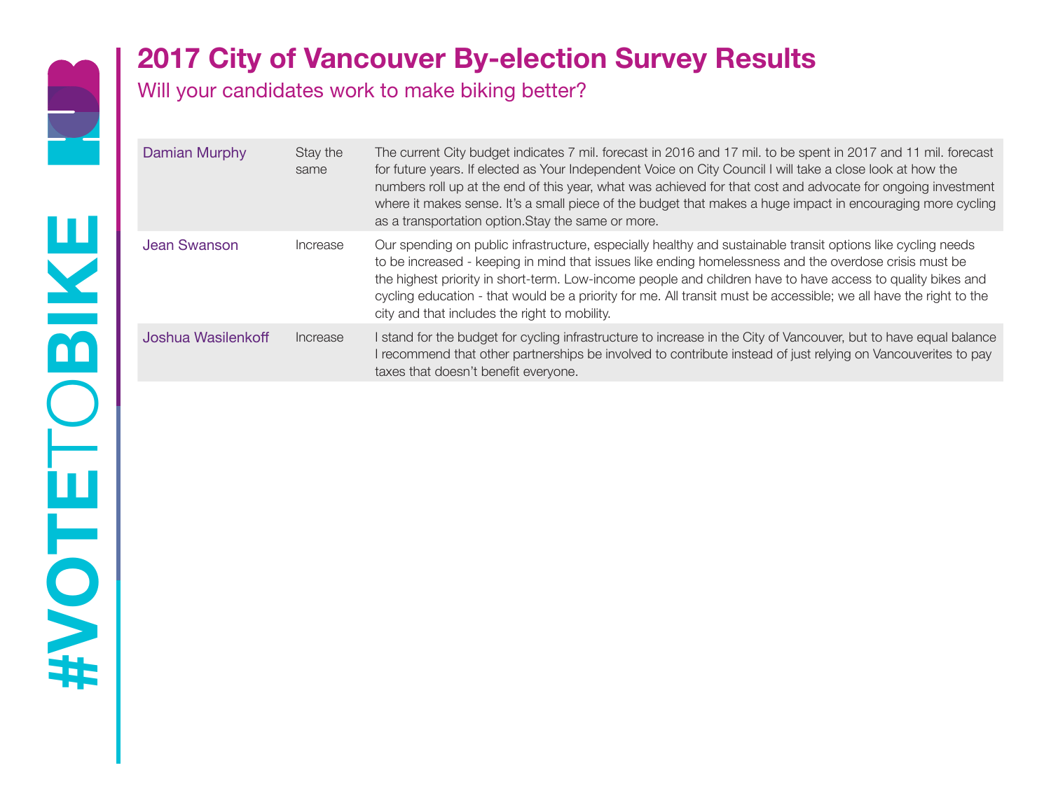# 2017 City of Vancouver By-election Survey Results

## Will your candidates work to make biking better?

| Candidate | Response | Comment |
|---|---|---|
| Damian Murphy | Stay the same | The current City budget indicates 7 mil. forecast in 2016 and 17 mil. to be spent in 2017 and 11 mil. forecast for future years. If elected as Your Independent Voice on City Council I will take a close look at how the numbers roll up at the end of this year, what was achieved for that cost and advocate for ongoing investment where it makes sense. It's a small piece of the budget that makes a huge impact in encouraging more cycling as a transportation option.Stay the same or more. |
| Jean Swanson | Increase | Our spending on public infrastructure, especially healthy and sustainable transit options like cycling needs to be increased - keeping in mind that issues like ending homelessness and the overdose crisis must be the highest priority in short-term. Low-income people and children have to have access to quality bikes and cycling education - that would be a priority for me. All transit must be accessible; we all have the right to the city and that includes the right to mobility. |
| Joshua Wasilenkoff | Increase | I stand for the budget for cycling infrastructure to increase in the City of Vancouver, but to have equal balance I recommend that other partnerships be involved to contribute instead of just relying on Vancouverites to pay taxes that doesn't benefit everyone. |

#VOTETOBIKE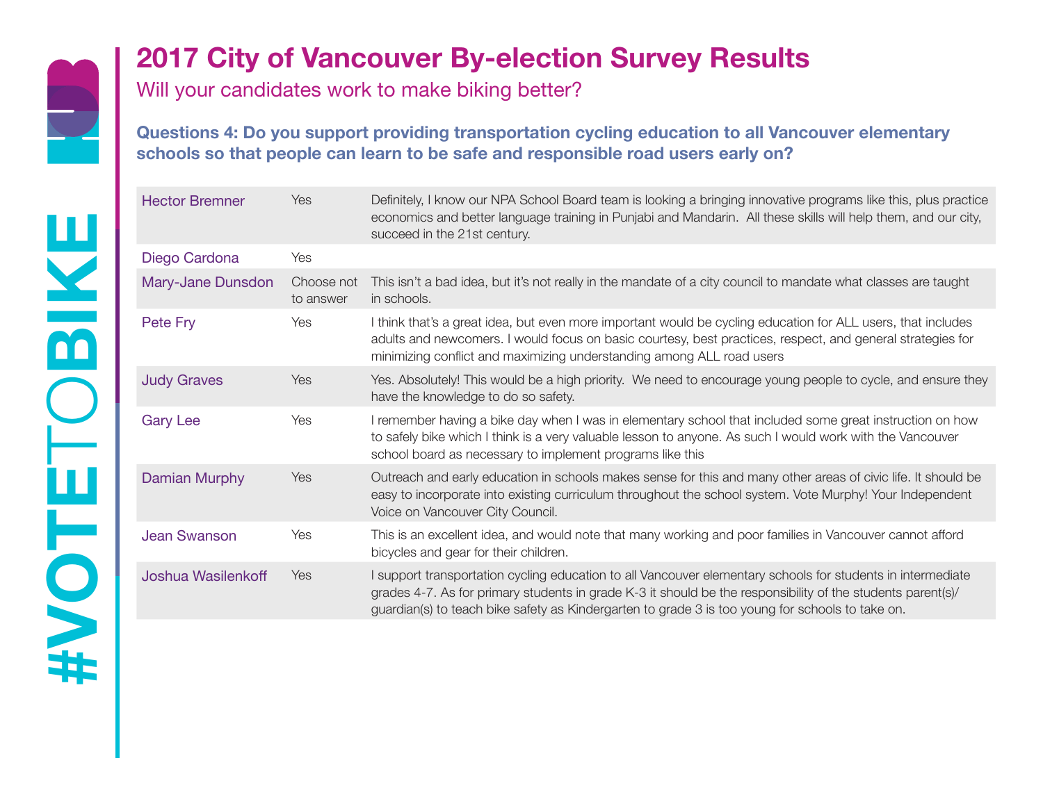# 2017 City of Vancouver By-election Survey Results

Will your candidates work to make biking better?

### Questions 4: Do you support providing transportation cycling education to all Vancouver elementary schools so that people can learn to be safe and responsible road users early on?

| | | |
|---|---|---|
| Hector Bremner | Yes | Definitely, I know our NPA School Board team is looking a bringing innovative programs like this, plus practice economics and better language training in Punjabi and Mandarin. All these skills will help them, and our city, succeed in the 21st century. |
| Diego Cardona | Yes | |
| Mary-Jane Dunsdon | Choose not to answer | This isn't a bad idea, but it's not really in the mandate of a city council to mandate what classes are taught in schools. |
| Pete Fry | Yes | I think that's a great idea, but even more important would be cycling education for ALL users, that includes adults and newcomers. I would focus on basic courtesy, best practices, respect, and general strategies for minimizing conflict and maximizing understanding among ALL road users |
| Judy Graves | Yes | Yes. Absolutely! This would be a high priority. We need to encourage young people to cycle, and ensure they have the knowledge to do so safety. |
| Gary Lee | Yes | I remember having a bike day when I was in elementary school that included some great instruction on how to safely bike which I think is a very valuable lesson to anyone. As such I would work with the Vancouver school board as necessary to implement programs like this |
| Damian Murphy | Yes | Outreach and early education in schools makes sense for this and many other areas of civic life. It should be easy to incorporate into existing curriculum throughout the school system. Vote Murphy! Your Independent Voice on Vancouver City Council. |
| Jean Swanson | Yes | This is an excellent idea, and would note that many working and poor families in Vancouver cannot afford bicycles and gear for their children. |
| Joshua Wasilenkoff | Yes | I support transportation cycling education to all Vancouver elementary schools for students in intermediate grades 4-7. As for primary students in grade K-3 it should be the responsibility of the students parent(s)/ guardian(s) to teach bike safety as Kindergarten to grade 3 is too young for schools to take on. |

#VOTETOBIKE